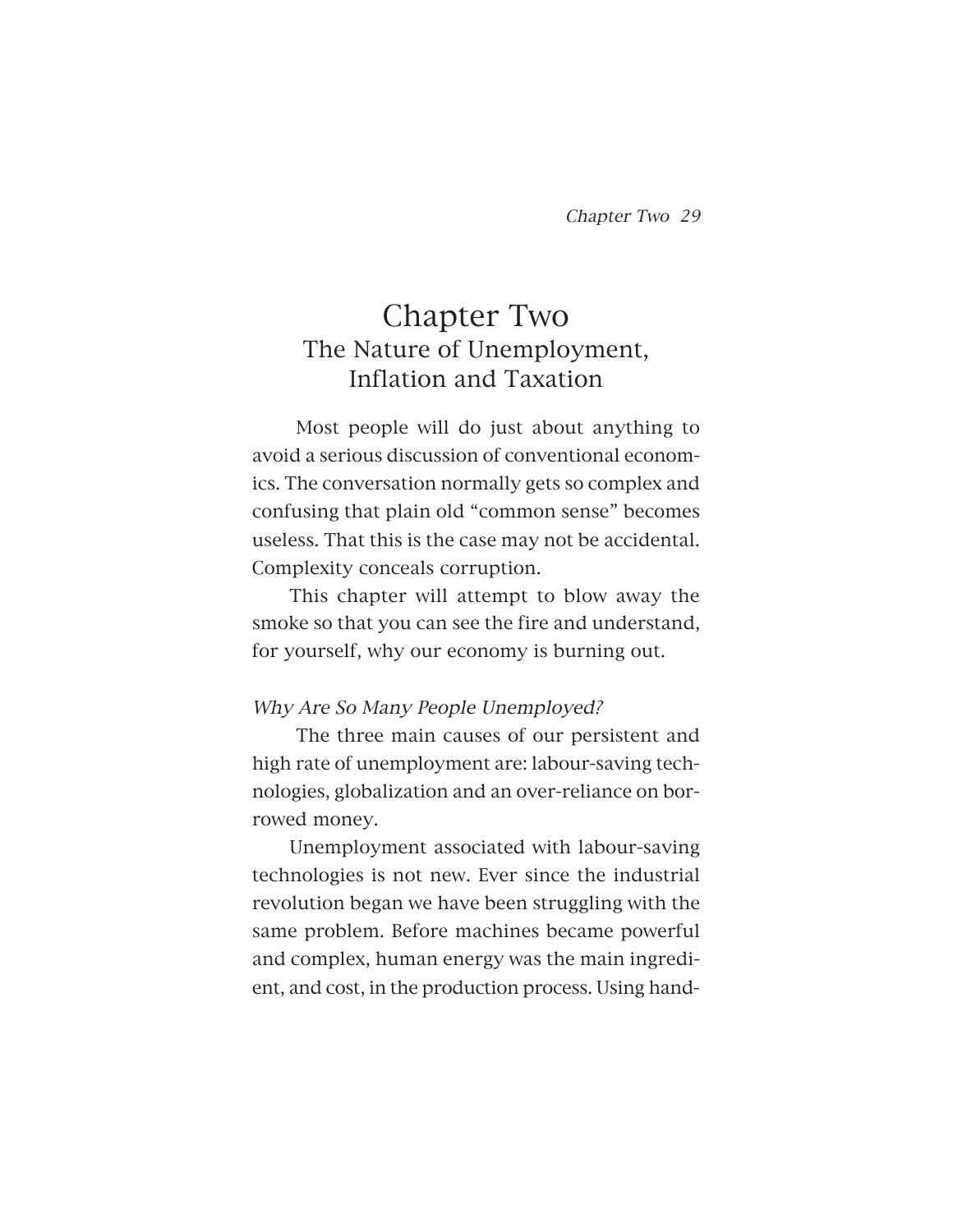# Chapter Two
## The Nature of Unemployment, Inflation and Taxation

Most people will do just about anything to avoid a serious discussion of conventional economics. The conversation normally gets so complex and confusing that plain old "common sense" becomes useless. That this is the case may not be accidental. Complexity conceals corruption.

This chapter will attempt to blow away the smoke so that you can see the fire and understand, for yourself, why our economy is burning out.

### *Why Are So Many People Unemployed?*

The three main causes of our persistent and high rate of unemployment are: labour-saving technologies, globalization and an over-reliance on borrowed money.

Unemployment associated with labour-saving technologies is not new. Ever since the industrial revolution began we have been struggling with the same problem. Before machines became powerful and complex, human energy was the main ingredient, and cost, in the production process. Using hand-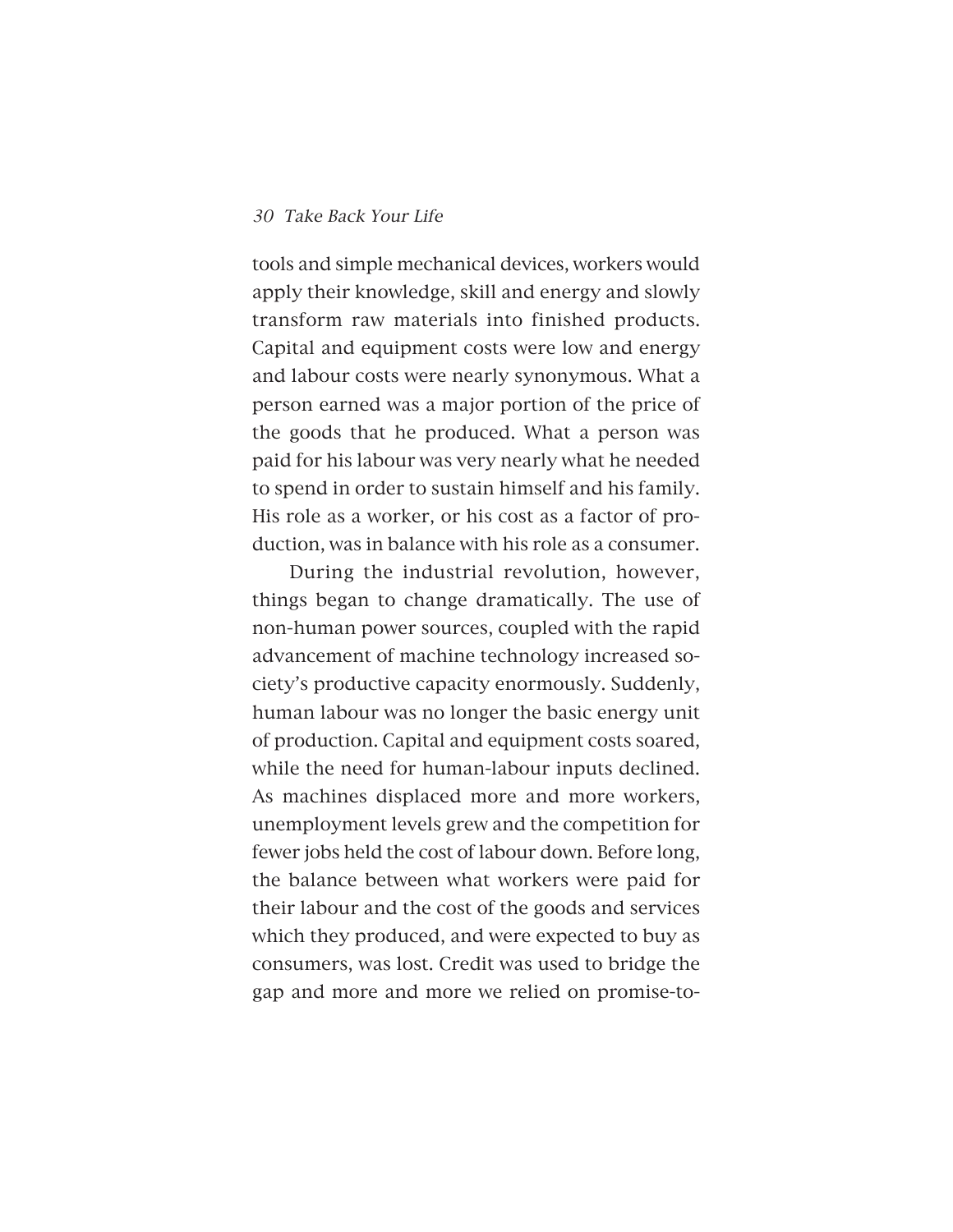tools and simple mechanical devices, workers would apply their knowledge, skill and energy and slowly transform raw materials into finished products. Capital and equipment costs were low and energy and labour costs were nearly synonymous. What a person earned was a major portion of the price of the goods that he produced. What a person was paid for his labour was very nearly what he needed to spend in order to sustain himself and his family. His role as a worker, or his cost as a factor of production, was in balance with his role as a consumer.

During the industrial revolution, however, things began to change dramatically. The use of non-human power sources, coupled with the rapid advancement of machine technology increased society's productive capacity enormously. Suddenly, human labour was no longer the basic energy unit of production. Capital and equipment costs soared, while the need for human-labour inputs declined. As machines displaced more and more workers, unemployment levels grew and the competition for fewer jobs held the cost of labour down. Before long, the balance between what workers were paid for their labour and the cost of the goods and services which they produced, and were expected to buy as consumers, was lost. Credit was used to bridge the gap and more and more we relied on promise-to-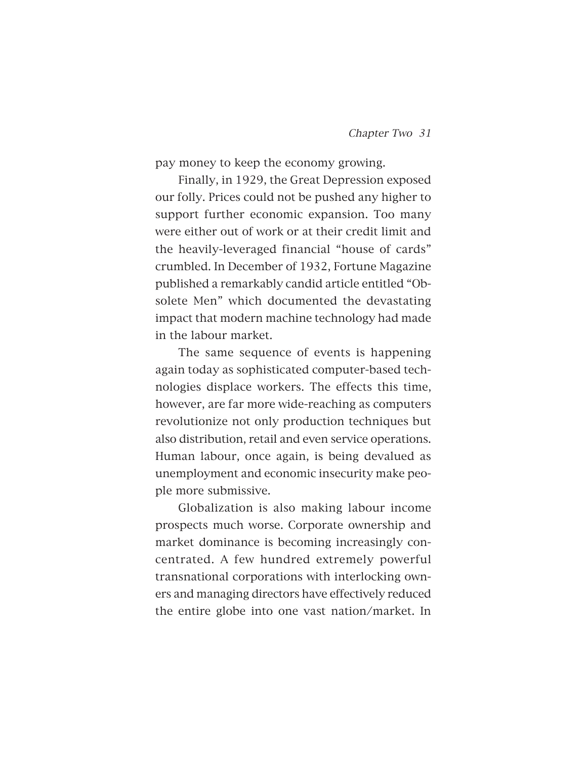pay money to keep the economy growing.

Finally, in 1929, the Great Depression exposed our folly. Prices could not be pushed any higher to support further economic expansion. Too many were either out of work or at their credit limit and the heavily-leveraged financial "house of cards" crumbled. In December of 1932, Fortune Magazine published a remarkably candid article entitled "Obsolete Men" which documented the devastating impact that modern machine technology had made in the labour market.

The same sequence of events is happening again today as sophisticated computer-based technologies displace workers. The effects this time, however, are far more wide-reaching as computers revolutionize not only production techniques but also distribution, retail and even service operations. Human labour, once again, is being devalued as unemployment and economic insecurity make people more submissive.

Globalization is also making labour income prospects much worse. Corporate ownership and market dominance is becoming increasingly concentrated. A few hundred extremely powerful transnational corporations with interlocking owners and managing directors have effectively reduced the entire globe into one vast nation/market. In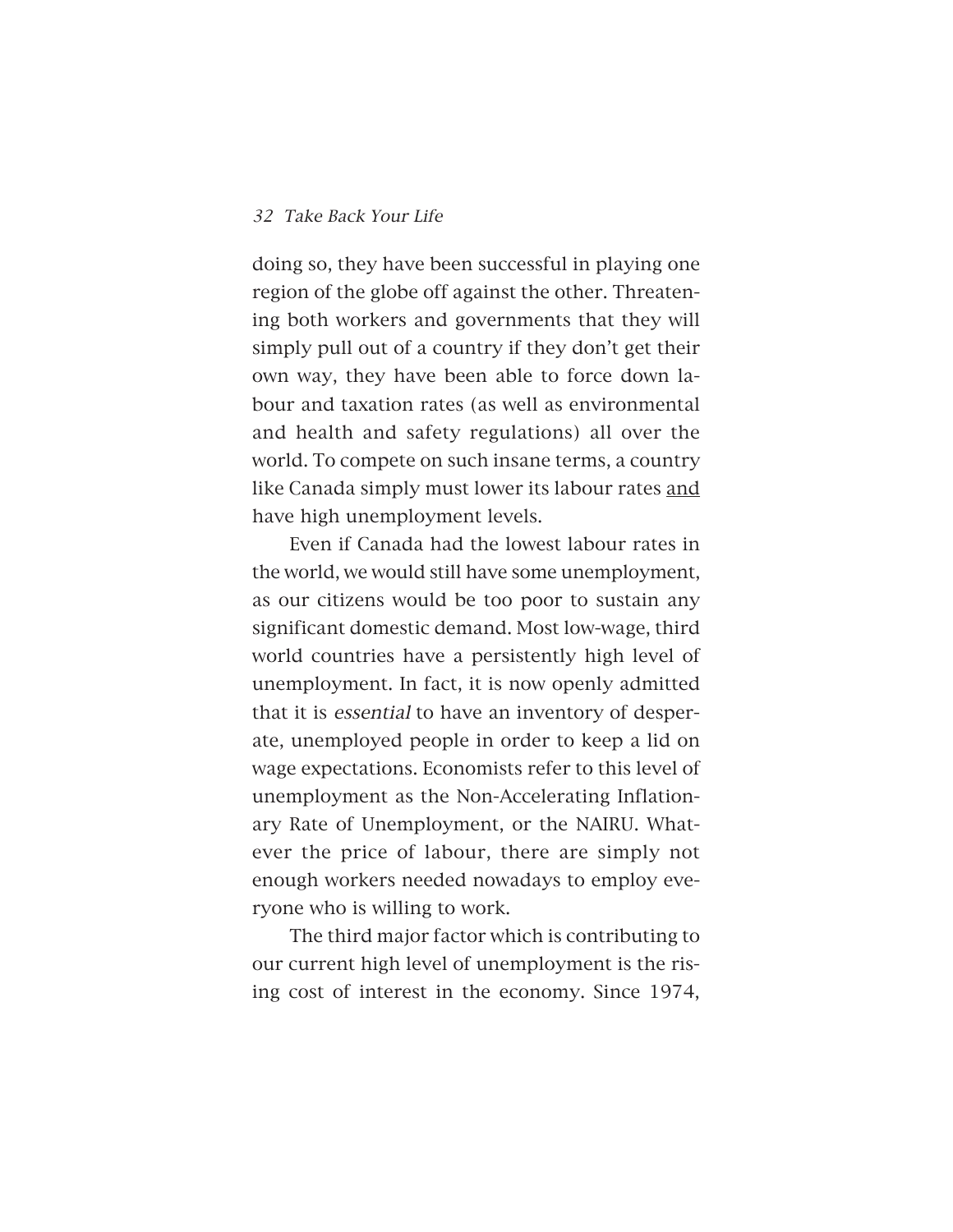doing so, they have been successful in playing one region of the globe off against the other. Threatening both workers and governments that they will simply pull out of a country if they don't get their own way, they have been able to force down labour and taxation rates (as well as environmental and health and safety regulations) all over the world. To compete on such insane terms, a country like Canada simply must lower its labour rates <u>and</u> have high unemployment levels.

Even if Canada had the lowest labour rates in the world, we would still have some unemployment, as our citizens would be too poor to sustain any significant domestic demand. Most low-wage, third world countries have a persistently high level of unemployment. In fact, it is now openly admitted that it is *essential* to have an inventory of desperate, unemployed people in order to keep a lid on wage expectations. Economists refer to this level of unemployment as the Non-Accelerating Inflationary Rate of Unemployment, or the NAIRU. Whatever the price of labour, there are simply not enough workers needed nowadays to employ everyone who is willing to work.

The third major factor which is contributing to our current high level of unemployment is the rising cost of interest in the economy. Since 1974,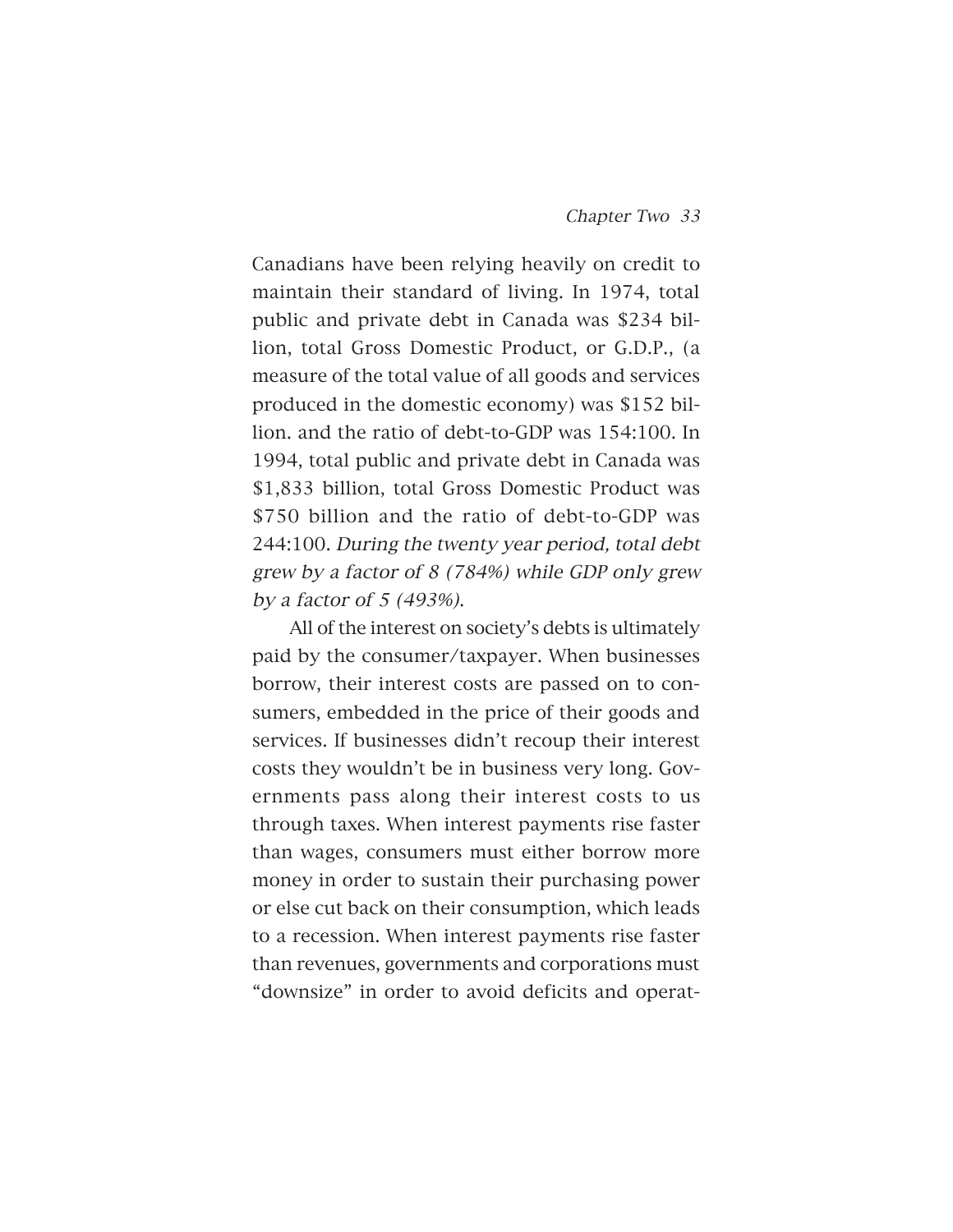Canadians have been relying heavily on credit to maintain their standard of living. In 1974, total public and private debt in Canada was $234 billion, total Gross Domestic Product, or G.D.P., (a measure of the total value of all goods and services produced in the domestic economy) was $152 billion. and the ratio of debt-to-GDP was 154:100. In 1994, total public and private debt in Canada was $1,833 billion, total Gross Domestic Product was $750 billion and the ratio of debt-to-GDP was 244:100. *During the twenty year period, total debt grew by a factor of 8 (784%) while GDP only grew by a factor of 5 (493%).*

All of the interest on society's debts is ultimately paid by the consumer/taxpayer. When businesses borrow, their interest costs are passed on to consumers, embedded in the price of their goods and services. If businesses didn't recoup their interest costs they wouldn't be in business very long. Governments pass along their interest costs to us through taxes. When interest payments rise faster than wages, consumers must either borrow more money in order to sustain their purchasing power or else cut back on their consumption, which leads to a recession. When interest payments rise faster than revenues, governments and corporations must "downsize" in order to avoid deficits and operat-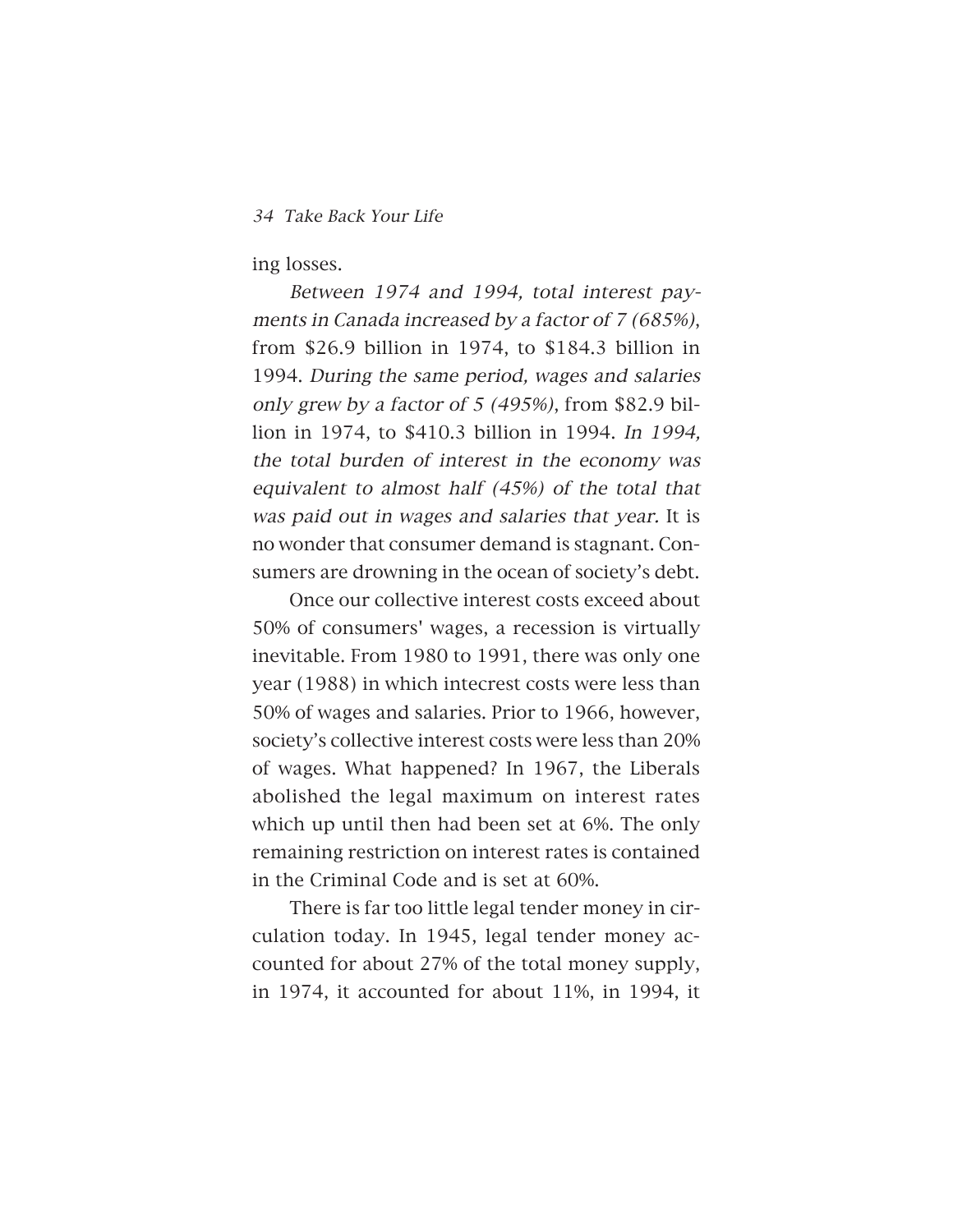ing losses.

*Between 1974 and 1994, total interest payments in Canada increased by a factor of 7 (685%)*, from $26.9 billion in 1974, to $184.3 billion in 1994. *During the same period, wages and salaries only grew by a factor of 5 (495%)*, from $82.9 billion in 1974, to $410.3 billion in 1994. *In 1994, the total burden of interest in the economy was equivalent to almost half (45%) of the total that was paid out in wages and salaries that year.* It is no wonder that consumer demand is stagnant. Consumers are drowning in the ocean of society's debt.

Once our collective interest costs exceed about 50% of consumers' wages, a recession is virtually inevitable. From 1980 to 1991, there was only one year (1988) in which intecrest costs were less than 50% of wages and salaries. Prior to 1966, however, society's collective interest costs were less than 20% of wages. What happened? In 1967, the Liberals abolished the legal maximum on interest rates which up until then had been set at 6%. The only remaining restriction on interest rates is contained in the Criminal Code and is set at 60%.

There is far too little legal tender money in circulation today. In 1945, legal tender money accounted for about 27% of the total money supply, in 1974, it accounted for about 11%, in 1994, it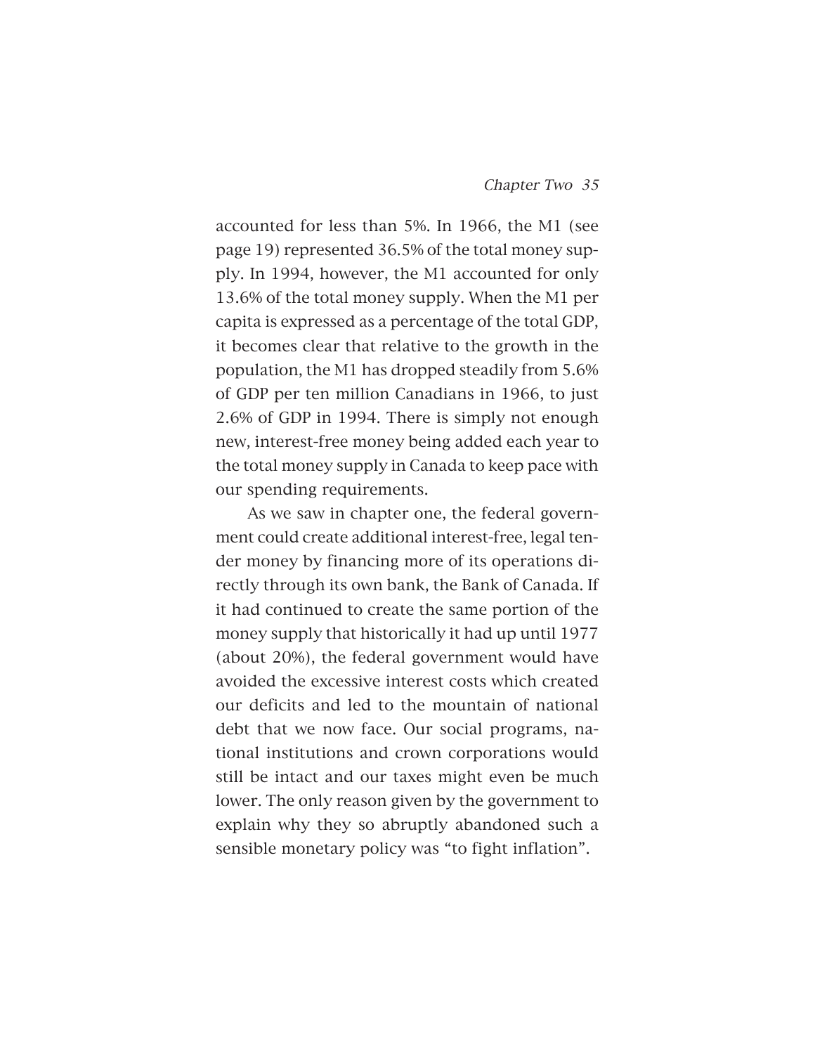accounted for less than 5%. In 1966, the M1 (see page 19) represented 36.5% of the total money supply. In 1994, however, the M1 accounted for only 13.6% of the total money supply. When the M1 per capita is expressed as a percentage of the total GDP, it becomes clear that relative to the growth in the population, the M1 has dropped steadily from 5.6% of GDP per ten million Canadians in 1966, to just 2.6% of GDP in 1994. There is simply not enough new, interest-free money being added each year to the total money supply in Canada to keep pace with our spending requirements.

As we saw in chapter one, the federal government could create additional interest-free, legal tender money by financing more of its operations directly through its own bank, the Bank of Canada. If it had continued to create the same portion of the money supply that historically it had up until 1977 (about 20%), the federal government would have avoided the excessive interest costs which created our deficits and led to the mountain of national debt that we now face. Our social programs, national institutions and crown corporations would still be intact and our taxes might even be much lower. The only reason given by the government to explain why they so abruptly abandoned such a sensible monetary policy was "to fight inflation".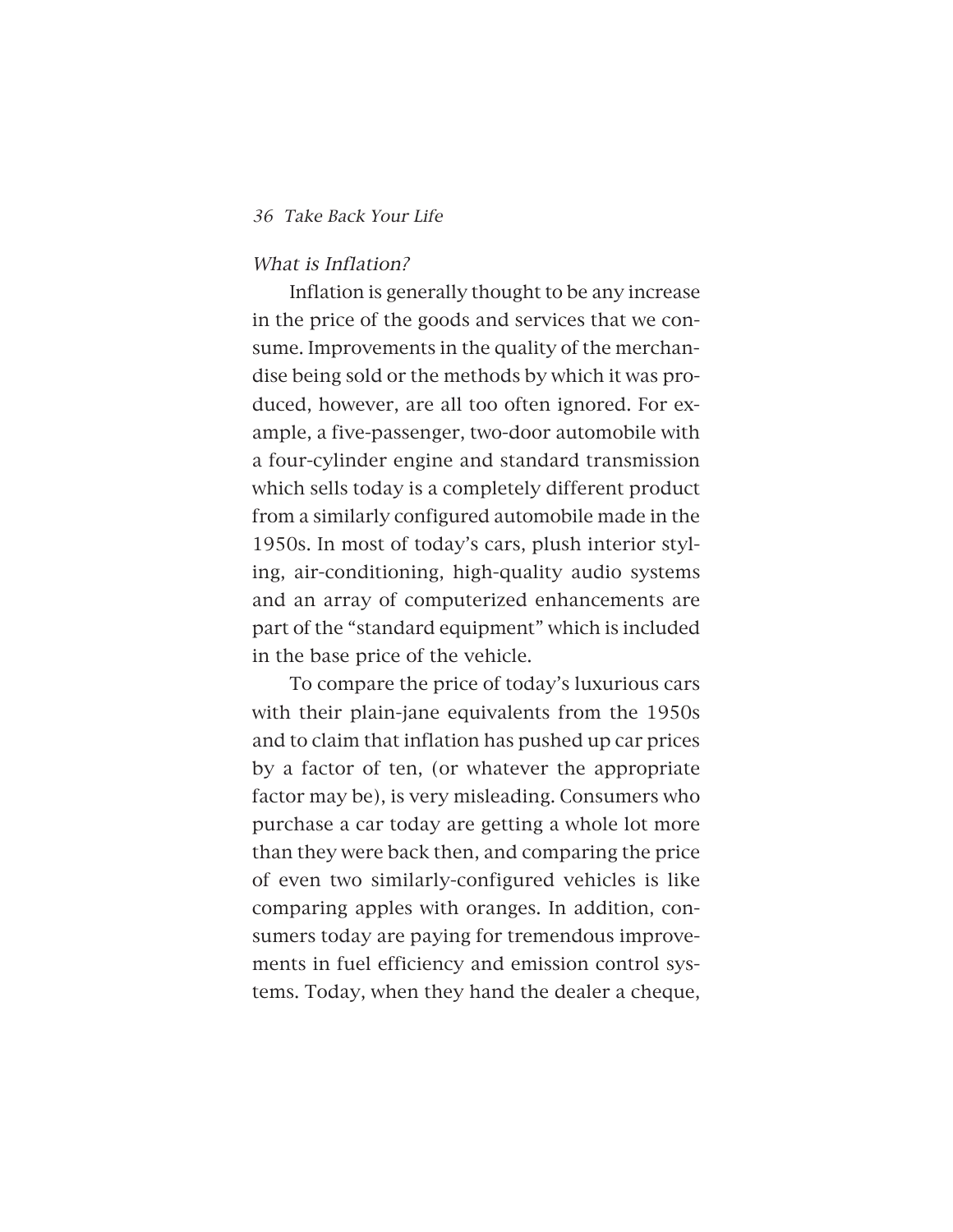*What is Inflation?*

Inflation is generally thought to be any increase in the price of the goods and services that we consume. Improvements in the quality of the merchandise being sold or the methods by which it was produced, however, are all too often ignored. For example, a five-passenger, two-door automobile with a four-cylinder engine and standard transmission which sells today is a completely different product from a similarly configured automobile made in the 1950s. In most of today's cars, plush interior styling, air-conditioning, high-quality audio systems and an array of computerized enhancements are part of the "standard equipment" which is included in the base price of the vehicle.

To compare the price of today's luxurious cars with their plain-jane equivalents from the 1950s and to claim that inflation has pushed up car prices by a factor of ten, (or whatever the appropriate factor may be), is very misleading. Consumers who purchase a car today are getting a whole lot more than they were back then, and comparing the price of even two similarly-configured vehicles is like comparing apples with oranges. In addition, consumers today are paying for tremendous improvements in fuel efficiency and emission control systems. Today, when they hand the dealer a cheque,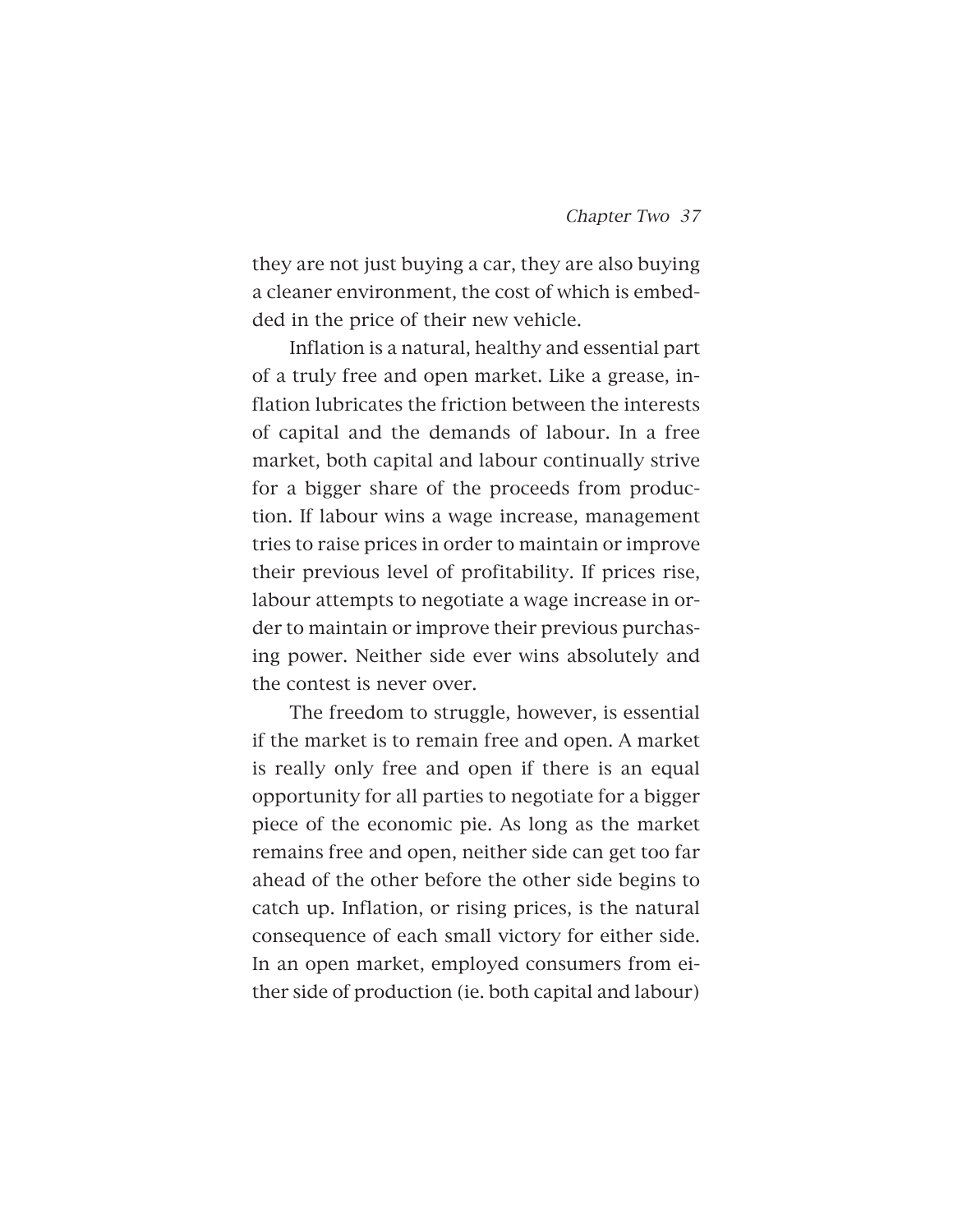they are not just buying a car, they are also buying a cleaner environment, the cost of which is embedded in the price of their new vehicle.

Inflation is a natural, healthy and essential part of a truly free and open market. Like a grease, inflation lubricates the friction between the interests of capital and the demands of labour. In a free market, both capital and labour continually strive for a bigger share of the proceeds from production. If labour wins a wage increase, management tries to raise prices in order to maintain or improve their previous level of profitability. If prices rise, labour attempts to negotiate a wage increase in order to maintain or improve their previous purchasing power. Neither side ever wins absolutely and the contest is never over.

The freedom to struggle, however, is essential if the market is to remain free and open. A market is really only free and open if there is an equal opportunity for all parties to negotiate for a bigger piece of the economic pie. As long as the market remains free and open, neither side can get too far ahead of the other before the other side begins to catch up. Inflation, or rising prices, is the natural consequence of each small victory for either side. In an open market, employed consumers from either side of production (ie. both capital and labour)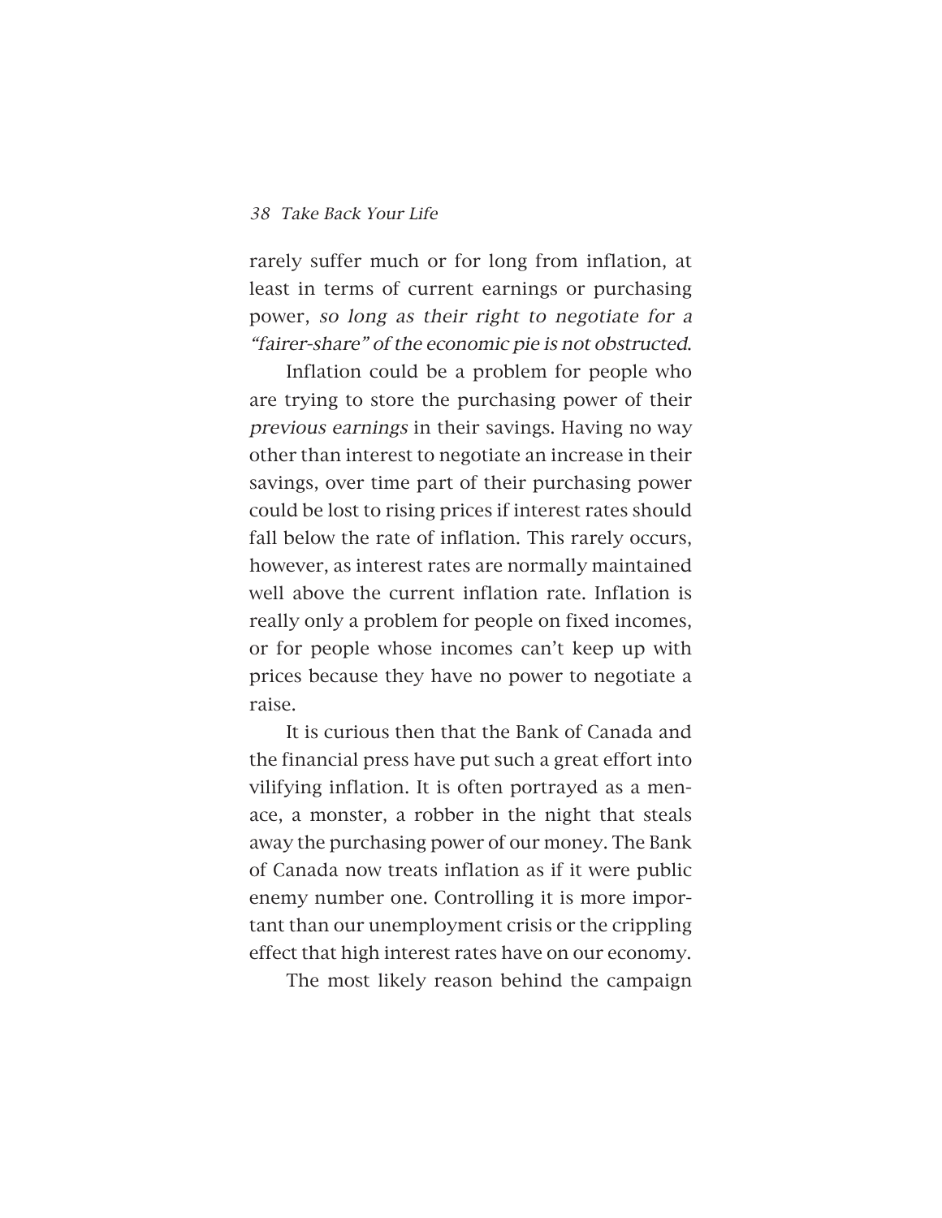rarely suffer much or for long from inflation, at least in terms of current earnings or purchasing power, *so long as their right to negotiate for a "fairer-share" of the economic pie is not obstructed.*

Inflation could be a problem for people who are trying to store the purchasing power of their *previous earnings* in their savings. Having no way other than interest to negotiate an increase in their savings, over time part of their purchasing power could be lost to rising prices if interest rates should fall below the rate of inflation. This rarely occurs, however, as interest rates are normally maintained well above the current inflation rate. Inflation is really only a problem for people on fixed incomes, or for people whose incomes can't keep up with prices because they have no power to negotiate a raise.

It is curious then that the Bank of Canada and the financial press have put such a great effort into vilifying inflation. It is often portrayed as a menace, a monster, a robber in the night that steals away the purchasing power of our money. The Bank of Canada now treats inflation as if it were public enemy number one. Controlling it is more important than our unemployment crisis or the crippling effect that high interest rates have on our economy.

The most likely reason behind the campaign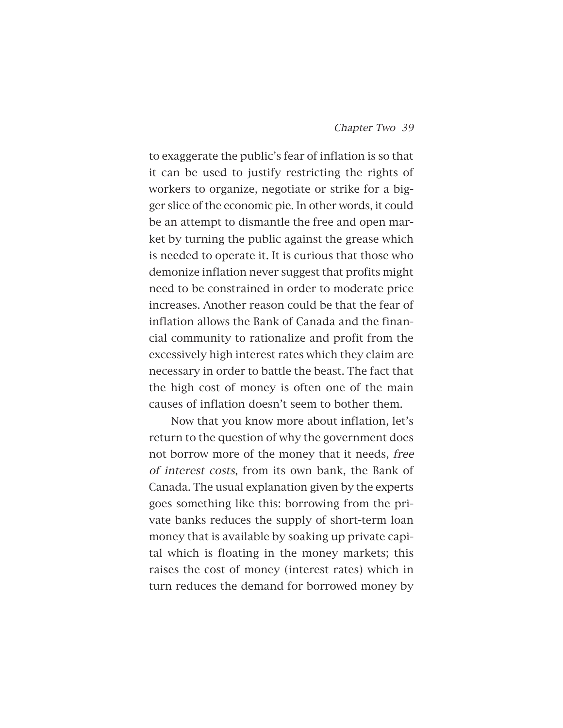to exaggerate the public's fear of inflation is so that it can be used to justify restricting the rights of workers to organize, negotiate or strike for a bigger slice of the economic pie. In other words, it could be an attempt to dismantle the free and open market by turning the public against the grease which is needed to operate it. It is curious that those who demonize inflation never suggest that profits might need to be constrained in order to moderate price increases. Another reason could be that the fear of inflation allows the Bank of Canada and the financial community to rationalize and profit from the excessively high interest rates which they claim are necessary in order to battle the beast. The fact that the high cost of money is often one of the main causes of inflation doesn't seem to bother them.

Now that you know more about inflation, let's return to the question of why the government does not borrow more of the money that it needs, *free of interest costs*, from its own bank, the Bank of Canada. The usual explanation given by the experts goes something like this: borrowing from the private banks reduces the supply of short-term loan money that is available by soaking up private capital which is floating in the money markets; this raises the cost of money (interest rates) which in turn reduces the demand for borrowed money by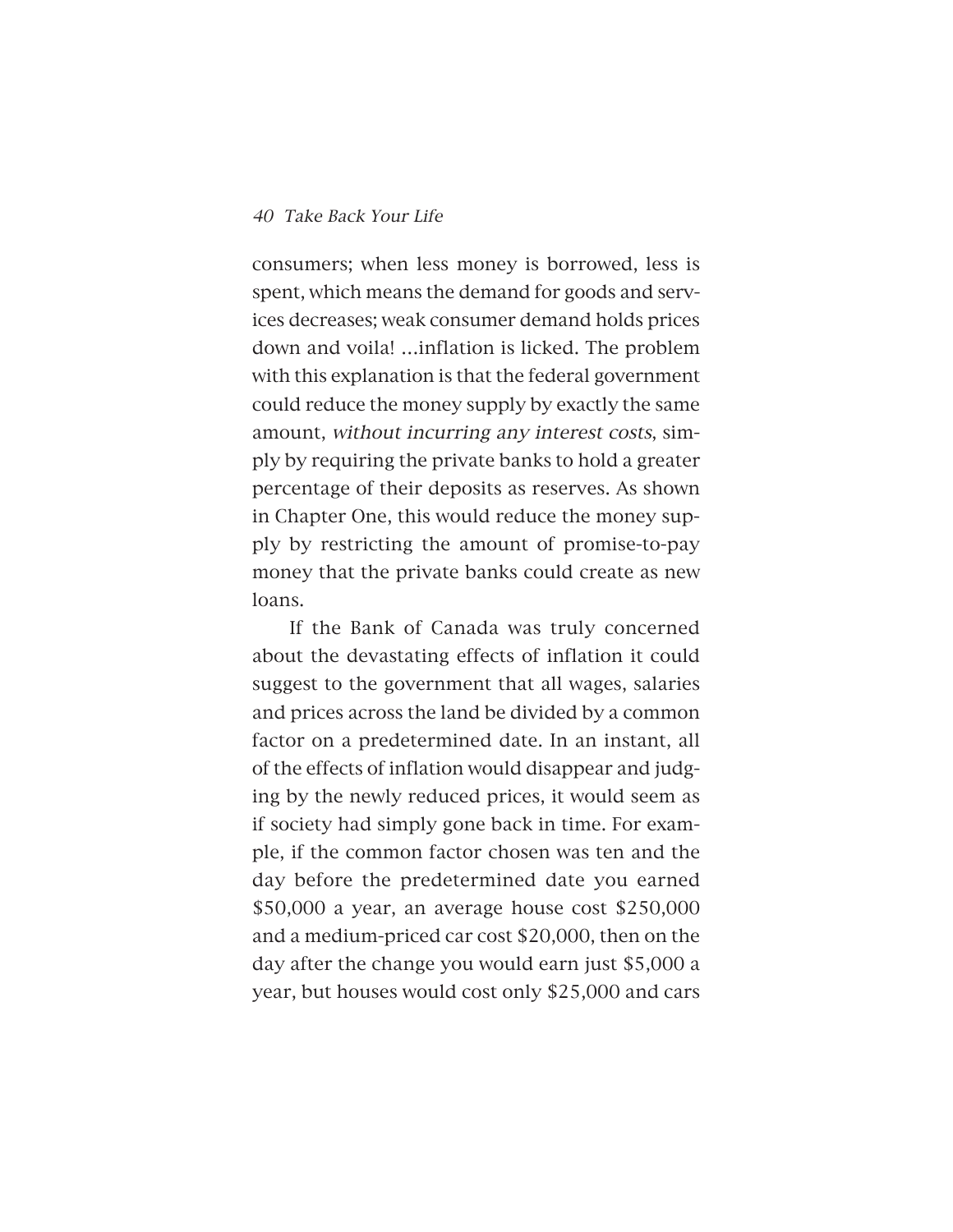consumers; when less money is borrowed, less is spent, which means the demand for goods and services decreases; weak consumer demand holds prices down and voila! ...inflation is licked. The problem with this explanation is that the federal government could reduce the money supply by exactly the same amount, *without incurring any interest costs*, simply by requiring the private banks to hold a greater percentage of their deposits as reserves. As shown in Chapter One, this would reduce the money supply by restricting the amount of promise-to-pay money that the private banks could create as new loans.

If the Bank of Canada was truly concerned about the devastating effects of inflation it could suggest to the government that all wages, salaries and prices across the land be divided by a common factor on a predetermined date. In an instant, all of the effects of inflation would disappear and judging by the newly reduced prices, it would seem as if society had simply gone back in time. For example, if the common factor chosen was ten and the day before the predetermined date you earned $50,000 a year, an average house cost $250,000 and a medium-priced car cost $20,000, then on the day after the change you would earn just $5,000 a year, but houses would cost only $25,000 and cars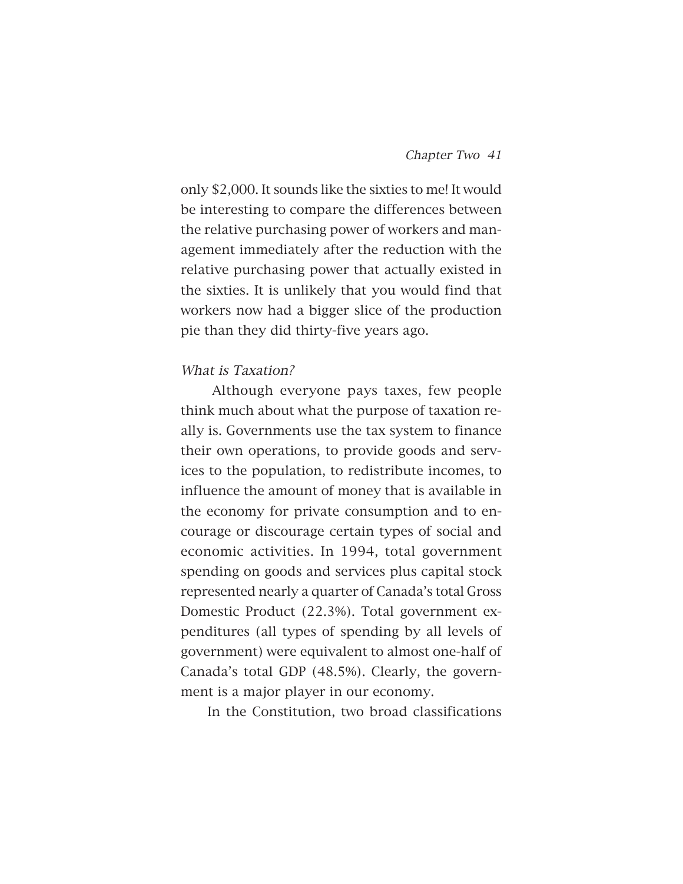only $2,000. It sounds like the sixties to me! It would be interesting to compare the differences between the relative purchasing power of workers and management immediately after the reduction with the relative purchasing power that actually existed in the sixties. It is unlikely that you would find that workers now had a bigger slice of the production pie than they did thirty-five years ago.

### *What is Taxation?*

Although everyone pays taxes, few people think much about what the purpose of taxation really is. Governments use the tax system to finance their own operations, to provide goods and services to the population, to redistribute incomes, to influence the amount of money that is available in the economy for private consumption and to encourage or discourage certain types of social and economic activities. In 1994, total government spending on goods and services plus capital stock represented nearly a quarter of Canada's total Gross Domestic Product (22.3%). Total government expenditures (all types of spending by all levels of government) were equivalent to almost one-half of Canada's total GDP (48.5%). Clearly, the government is a major player in our economy.

In the Constitution, two broad classifications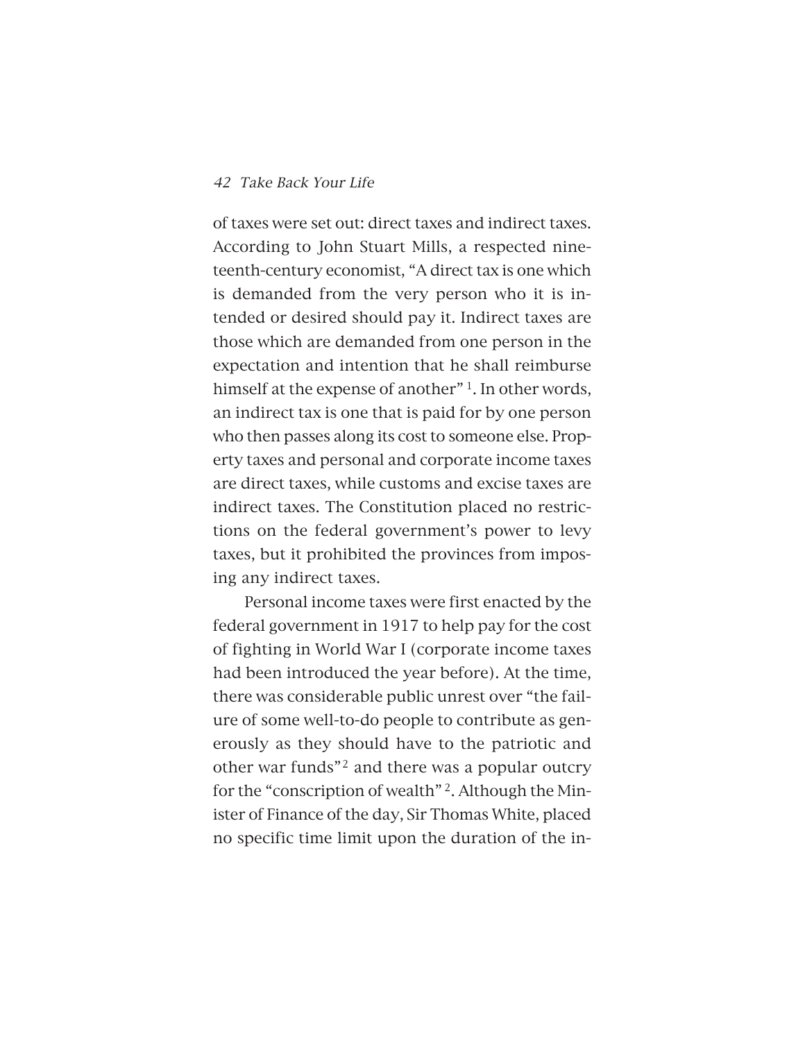of taxes were set out: direct taxes and indirect taxes. According to John Stuart Mills, a respected nineteenth-century economist, "A direct tax is one which is demanded from the very person who it is intended or desired should pay it. Indirect taxes are those which are demanded from one person in the expectation and intention that he shall reimburse himself at the expense of another" [1]. In other words, an indirect tax is one that is paid for by one person who then passes along its cost to someone else. Property taxes and personal and corporate income taxes are direct taxes, while customs and excise taxes are indirect taxes. The Constitution placed no restrictions on the federal government's power to levy taxes, but it prohibited the provinces from imposing any indirect taxes.

Personal income taxes were first enacted by the federal government in 1917 to help pay for the cost of fighting in World War I (corporate income taxes had been introduced the year before). At the time, there was considerable public unrest over "the failure of some well-to-do people to contribute as generously as they should have to the patriotic and other war funds"[2] and there was a popular outcry for the "conscription of wealth" [2]. Although the Minister of Finance of the day, Sir Thomas White, placed no specific time limit upon the duration of the in-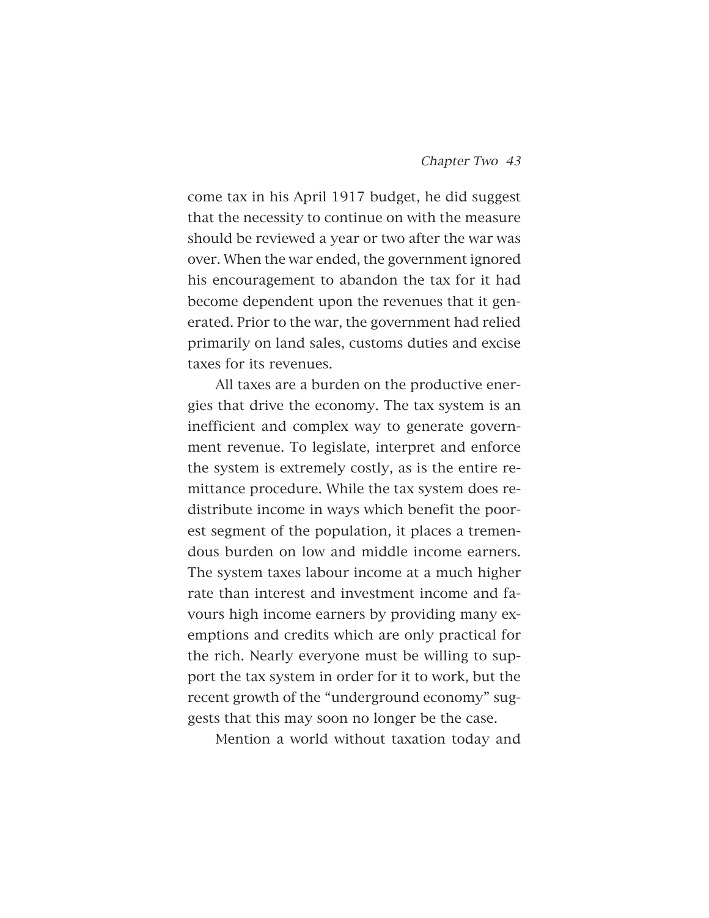come tax in his April 1917 budget, he did suggest that the necessity to continue on with the measure should be reviewed a year or two after the war was over. When the war ended, the government ignored his encouragement to abandon the tax for it had become dependent upon the revenues that it generated. Prior to the war, the government had relied primarily on land sales, customs duties and excise taxes for its revenues.

All taxes are a burden on the productive energies that drive the economy. The tax system is an inefficient and complex way to generate government revenue. To legislate, interpret and enforce the system is extremely costly, as is the entire remittance procedure. While the tax system does redistribute income in ways which benefit the poorest segment of the population, it places a tremendous burden on low and middle income earners. The system taxes labour income at a much higher rate than interest and investment income and favours high income earners by providing many exemptions and credits which are only practical for the rich. Nearly everyone must be willing to support the tax system in order for it to work, but the recent growth of the "underground economy" suggests that this may soon no longer be the case.

Mention a world without taxation today and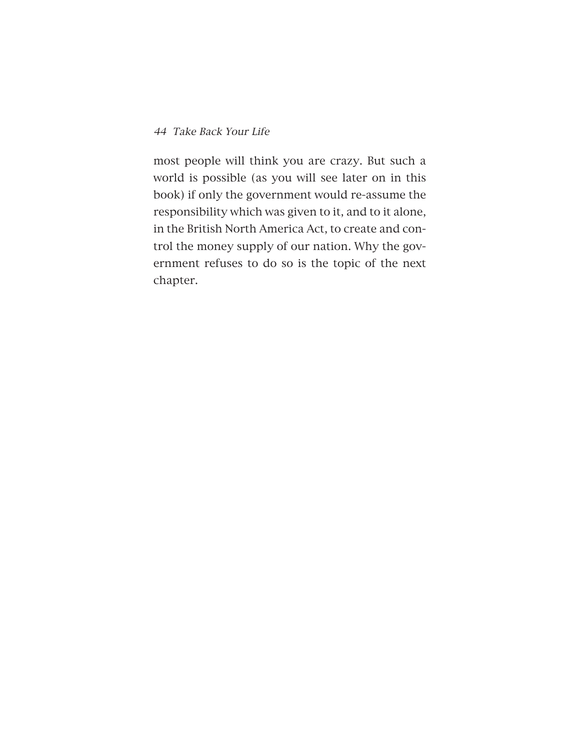most people will think you are crazy. But such a world is possible (as you will see later on in this book) if only the government would re-assume the responsibility which was given to it, and to it alone, in the British North America Act, to create and control the money supply of our nation. Why the government refuses to do so is the topic of the next chapter.